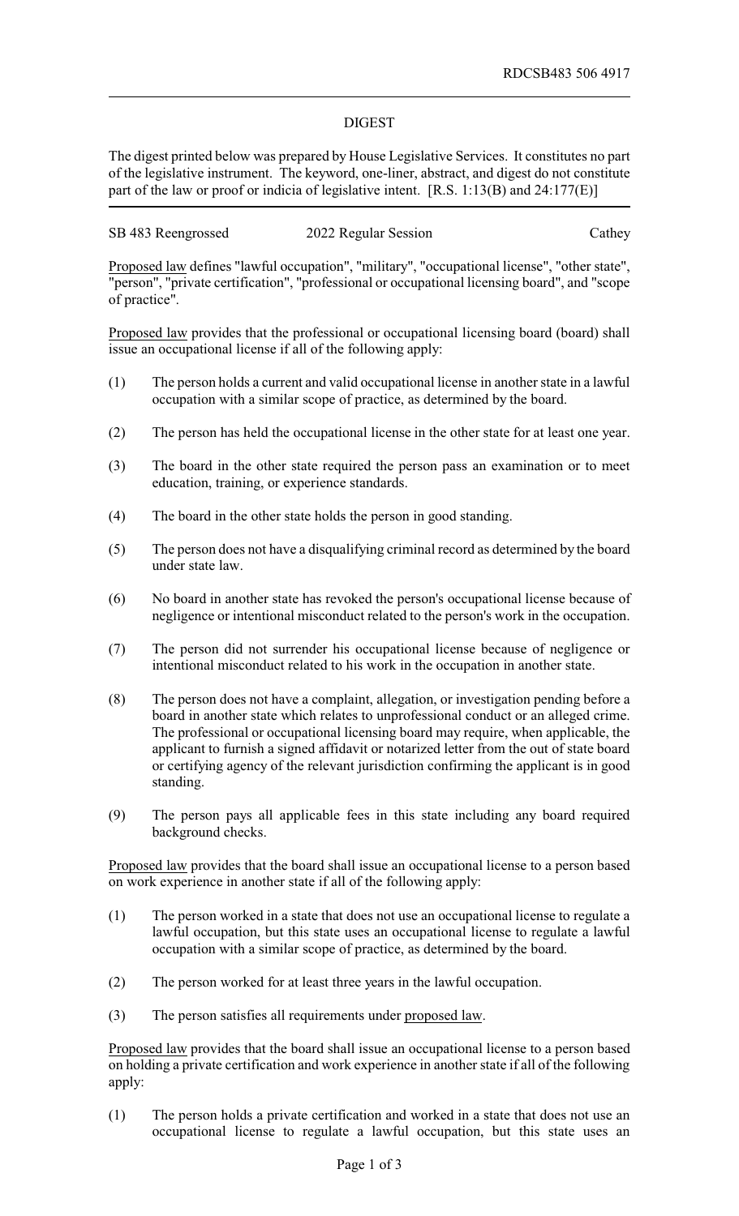RDCSB483 506 4917

## DIGEST

The digest printed below was prepared by House Legislative Services. It constitutes no part of the legislative instrument. The keyword, one-liner, abstract, and digest do not constitute part of the law or proof or indicia of legislative intent. [R.S. 1:13(B) and 24:177(E)]

| SB 483 Reengrossed | 2022 Regular Session | Cathey |
|---|---|---|

Proposed law defines "lawful occupation", "military", "occupational license", "other state", "person", "private certification", "professional or occupational licensing board", and "scope of practice".

Proposed law provides that the professional or occupational licensing board (board) shall issue an occupational license if all of the following apply:

(1) The person holds a current and valid occupational license in another state in a lawful occupation with a similar scope of practice, as determined by the board.

(2) The person has held the occupational license in the other state for at least one year.

(3) The board in the other state required the person pass an examination or to meet education, training, or experience standards.

(4) The board in the other state holds the person in good standing.

(5) The person does not have a disqualifying criminal record as determined by the board under state law.

(6) No board in another state has revoked the person's occupational license because of negligence or intentional misconduct related to the person's work in the occupation.

(7) The person did not surrender his occupational license because of negligence or intentional misconduct related to his work in the occupation in another state.

(8) The person does not have a complaint, allegation, or investigation pending before a board in another state which relates to unprofessional conduct or an alleged crime. The professional or occupational licensing board may require, when applicable, the applicant to furnish a signed affidavit or notarized letter from the out of state board or certifying agency of the relevant jurisdiction confirming the applicant is in good standing.

(9) The person pays all applicable fees in this state including any board required background checks.

Proposed law provides that the board shall issue an occupational license to a person based on work experience in another state if all of the following apply:

(1) The person worked in a state that does not use an occupational license to regulate a lawful occupation, but this state uses an occupational license to regulate a lawful occupation with a similar scope of practice, as determined by the board.

(2) The person worked for at least three years in the lawful occupation.

(3) The person satisfies all requirements under proposed law.

Proposed law provides that the board shall issue an occupational license to a person based on holding a private certification and work experience in another state if all of the following apply:

(1) The person holds a private certification and worked in a state that does not use an occupational license to regulate a lawful occupation, but this state uses an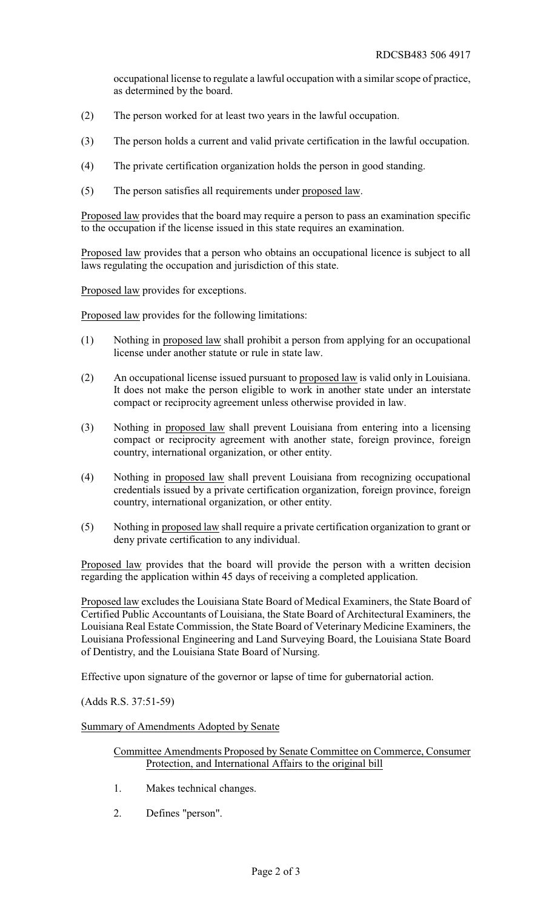occupational license to regulate a lawful occupation with a similar scope of practice, as determined by the board.

(2) The person worked for at least two years in the lawful occupation.

(3) The person holds a current and valid private certification in the lawful occupation.

(4) The private certification organization holds the person in good standing.

(5) The person satisfies all requirements under proposed law.

Proposed law provides that the board may require a person to pass an examination specific to the occupation if the license issued in this state requires an examination.

Proposed law provides that a person who obtains an occupational licence is subject to all laws regulating the occupation and jurisdiction of this state.

Proposed law provides for exceptions.

Proposed law provides for the following limitations:

(1) Nothing in proposed law shall prohibit a person from applying for an occupational license under another statute or rule in state law.

(2) An occupational license issued pursuant to proposed law is valid only in Louisiana. It does not make the person eligible to work in another state under an interstate compact or reciprocity agreement unless otherwise provided in law.

(3) Nothing in proposed law shall prevent Louisiana from entering into a licensing compact or reciprocity agreement with another state, foreign province, foreign country, international organization, or other entity.

(4) Nothing in proposed law shall prevent Louisiana from recognizing occupational credentials issued by a private certification organization, foreign province, foreign country, international organization, or other entity.

(5) Nothing in proposed law shall require a private certification organization to grant or deny private certification to any individual.

Proposed law provides that the board will provide the person with a written decision regarding the application within 45 days of receiving a completed application.

Proposed law excludes the Louisiana State Board of Medical Examiners, the State Board of Certified Public Accountants of Louisiana, the State Board of Architectural Examiners, the Louisiana Real Estate Commission, the State Board of Veterinary Medicine Examiners, the Louisiana Professional Engineering and Land Surveying Board, the Louisiana State Board of Dentistry, and the Louisiana State Board of Nursing.

Effective upon signature of the governor or lapse of time for gubernatorial action.

(Adds R.S. 37:51-59)

Summary of Amendments Adopted by Senate

Committee Amendments Proposed by Senate Committee on Commerce, Consumer Protection, and International Affairs to the original bill

1. Makes technical changes.

2. Defines "person".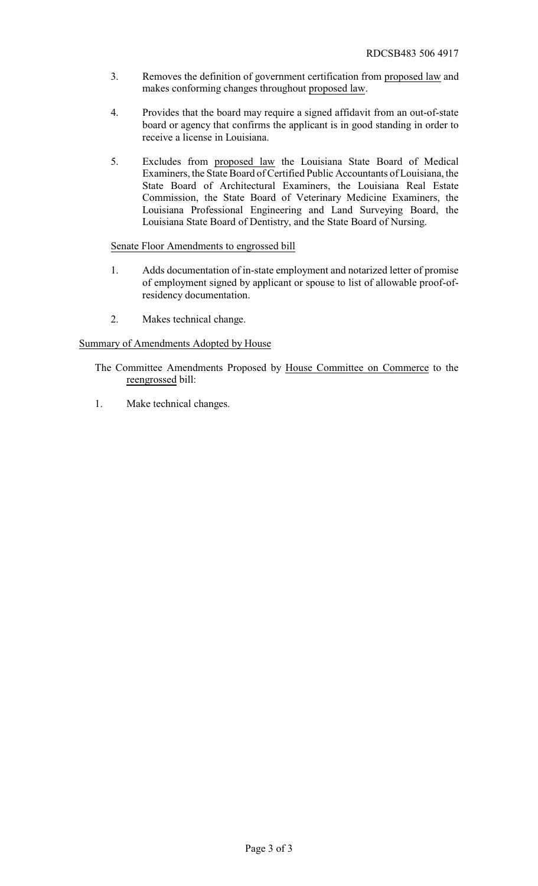3. Removes the definition of government certification from proposed law and makes conforming changes throughout proposed law.

4. Provides that the board may require a signed affidavit from an out-of-state board or agency that confirms the applicant is in good standing in order to receive a license in Louisiana.

5. Excludes from proposed law the Louisiana State Board of Medical Examiners, the State Board of Certified Public Accountants of Louisiana, the State Board of Architectural Examiners, the Louisiana Real Estate Commission, the State Board of Veterinary Medicine Examiners, the Louisiana Professional Engineering and Land Surveying Board, the Louisiana State Board of Dentistry, and the State Board of Nursing.

Senate Floor Amendments to engrossed bill

1. Adds documentation of in-state employment and notarized letter of promise of employment signed by applicant or spouse to list of allowable proof-of-residency documentation.

2. Makes technical change.

Summary of Amendments Adopted by House

The Committee Amendments Proposed by House Committee on Commerce to the reengrossed bill:

1. Make technical changes.